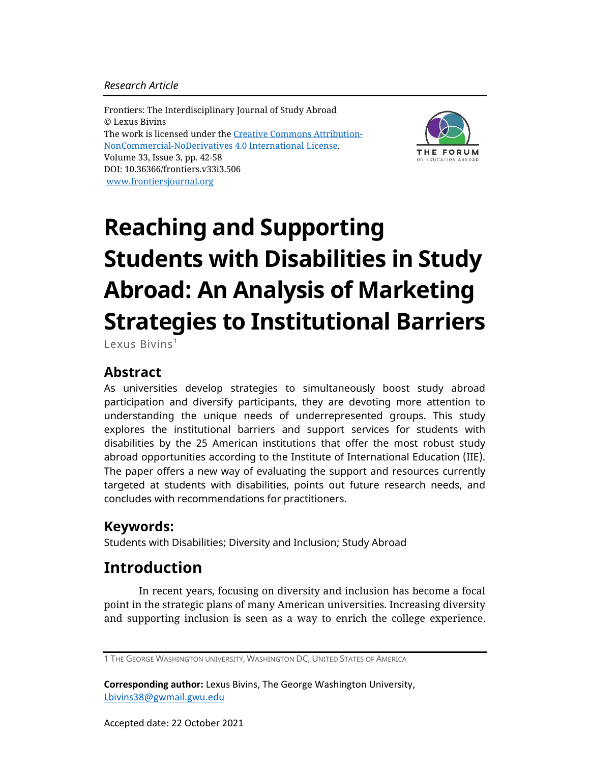*Research Article*

Frontiers: The Interdisciplinary Journal of Study Abroad
© Lexus Bivins
The work is licensed under the [Creative Commons Attribution-NonCommercial-NoDerivatives 4.0 International License](https://creativecommons.org/licenses/by-nc-nd/4.0/).
Volume 33, Issue 3, pp. 42-58
DOI: 10.36366/frontiers.v33i3.506
[www.frontiersjournal.org](http://www.frontiersjournal.org)

# Reaching and Supporting Students with Disabilities in Study Abroad: An Analysis of Marketing Strategies to Institutional Barriers

Lexus Bivins[1]

## Abstract

As universities develop strategies to simultaneously boost study abroad participation and diversify participants, they are devoting more attention to understanding the unique needs of underrepresented groups. This study explores the institutional barriers and support services for students with disabilities by the 25 American institutions that offer the most robust study abroad opportunities according to the Institute of International Education (IIE). The paper offers a new way of evaluating the support and resources currently targeted at students with disabilities, points out future research needs, and concludes with recommendations for practitioners.

## Keywords:

Students with Disabilities; Diversity and Inclusion; Study Abroad

## Introduction

In recent years, focusing on diversity and inclusion has become a focal point in the strategic plans of many American universities. Increasing diversity and supporting inclusion is seen as a way to enrich the college experience.

---

1 The George Washington university, Washington DC, United States of America

**Corresponding author:** Lexus Bivins, The George Washington University, [Lbivins38@gwmail.gwu.edu](mailto:Lbivins38@gwmail.gwu.edu)

Accepted date: 22 October 2021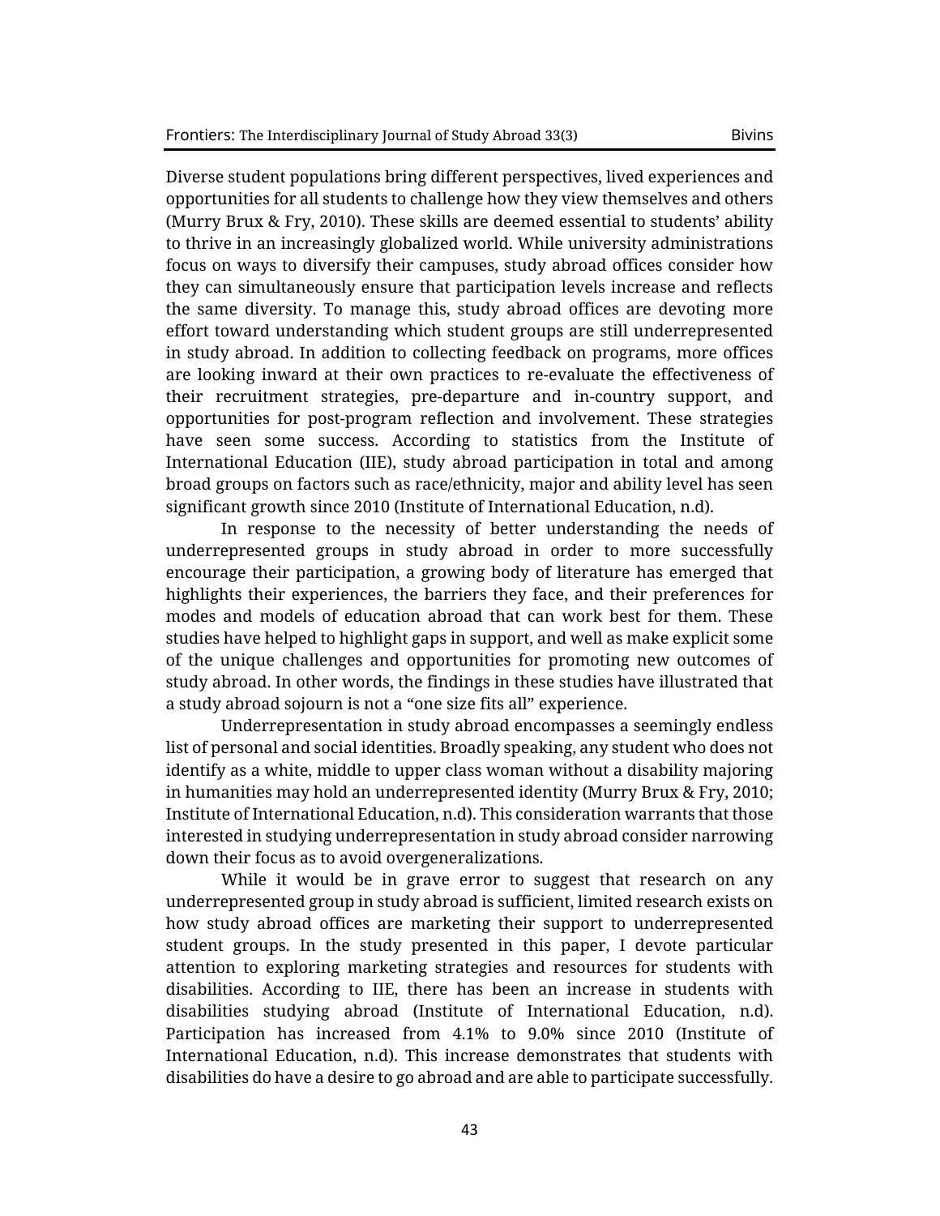Diverse student populations bring different perspectives, lived experiences and opportunities for all students to challenge how they view themselves and others (Murry Brux & Fry, 2010). These skills are deemed essential to students' ability to thrive in an increasingly globalized world. While university administrations focus on ways to diversify their campuses, study abroad offices consider how they can simultaneously ensure that participation levels increase and reflects the same diversity. To manage this, study abroad offices are devoting more effort toward understanding which student groups are still underrepresented in study abroad. In addition to collecting feedback on programs, more offices are looking inward at their own practices to re-evaluate the effectiveness of their recruitment strategies, pre-departure and in-country support, and opportunities for post-program reflection and involvement. These strategies have seen some success. According to statistics from the Institute of International Education (IIE), study abroad participation in total and among broad groups on factors such as race/ethnicity, major and ability level has seen significant growth since 2010 (Institute of International Education, n.d).

In response to the necessity of better understanding the needs of underrepresented groups in study abroad in order to more successfully encourage their participation, a growing body of literature has emerged that highlights their experiences, the barriers they face, and their preferences for modes and models of education abroad that can work best for them. These studies have helped to highlight gaps in support, and well as make explicit some of the unique challenges and opportunities for promoting new outcomes of study abroad. In other words, the findings in these studies have illustrated that a study abroad sojourn is not a "one size fits all" experience.

Underrepresentation in study abroad encompasses a seemingly endless list of personal and social identities. Broadly speaking, any student who does not identify as a white, middle to upper class woman without a disability majoring in humanities may hold an underrepresented identity (Murry Brux & Fry, 2010; Institute of International Education, n.d). This consideration warrants that those interested in studying underrepresentation in study abroad consider narrowing down their focus as to avoid overgeneralizations.

While it would be in grave error to suggest that research on any underrepresented group in study abroad is sufficient, limited research exists on how study abroad offices are marketing their support to underrepresented student groups. In the study presented in this paper, I devote particular attention to exploring marketing strategies and resources for students with disabilities. According to IIE, there has been an increase in students with disabilities studying abroad (Institute of International Education, n.d). Participation has increased from 4.1% to 9.0% since 2010 (Institute of International Education, n.d). This increase demonstrates that students with disabilities do have a desire to go abroad and are able to participate successfully.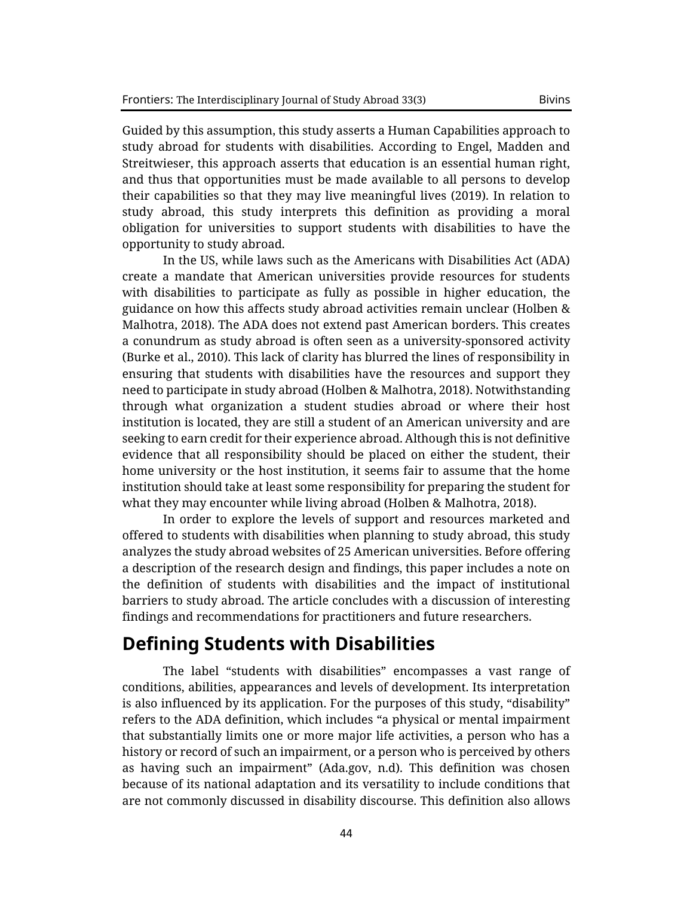Guided by this assumption, this study asserts a Human Capabilities approach to study abroad for students with disabilities. According to Engel, Madden and Streitwieser, this approach asserts that education is an essential human right, and thus that opportunities must be made available to all persons to develop their capabilities so that they may live meaningful lives (2019). In relation to study abroad, this study interprets this definition as providing a moral obligation for universities to support students with disabilities to have the opportunity to study abroad.

In the US, while laws such as the Americans with Disabilities Act (ADA) create a mandate that American universities provide resources for students with disabilities to participate as fully as possible in higher education, the guidance on how this affects study abroad activities remain unclear (Holben & Malhotra, 2018). The ADA does not extend past American borders. This creates a conundrum as study abroad is often seen as a university-sponsored activity (Burke et al., 2010). This lack of clarity has blurred the lines of responsibility in ensuring that students with disabilities have the resources and support they need to participate in study abroad (Holben & Malhotra, 2018). Notwithstanding through what organization a student studies abroad or where their host institution is located, they are still a student of an American university and are seeking to earn credit for their experience abroad. Although this is not definitive evidence that all responsibility should be placed on either the student, their home university or the host institution, it seems fair to assume that the home institution should take at least some responsibility for preparing the student for what they may encounter while living abroad (Holben & Malhotra, 2018).

In order to explore the levels of support and resources marketed and offered to students with disabilities when planning to study abroad, this study analyzes the study abroad websites of 25 American universities. Before offering a description of the research design and findings, this paper includes a note on the definition of students with disabilities and the impact of institutional barriers to study abroad. The article concludes with a discussion of interesting findings and recommendations for practitioners and future researchers.

## Defining Students with Disabilities

The label "students with disabilities" encompasses a vast range of conditions, abilities, appearances and levels of development. Its interpretation is also influenced by its application. For the purposes of this study, "disability" refers to the ADA definition, which includes "a physical or mental impairment that substantially limits one or more major life activities, a person who has a history or record of such an impairment, or a person who is perceived by others as having such an impairment" (Ada.gov, n.d). This definition was chosen because of its national adaptation and its versatility to include conditions that are not commonly discussed in disability discourse. This definition also allows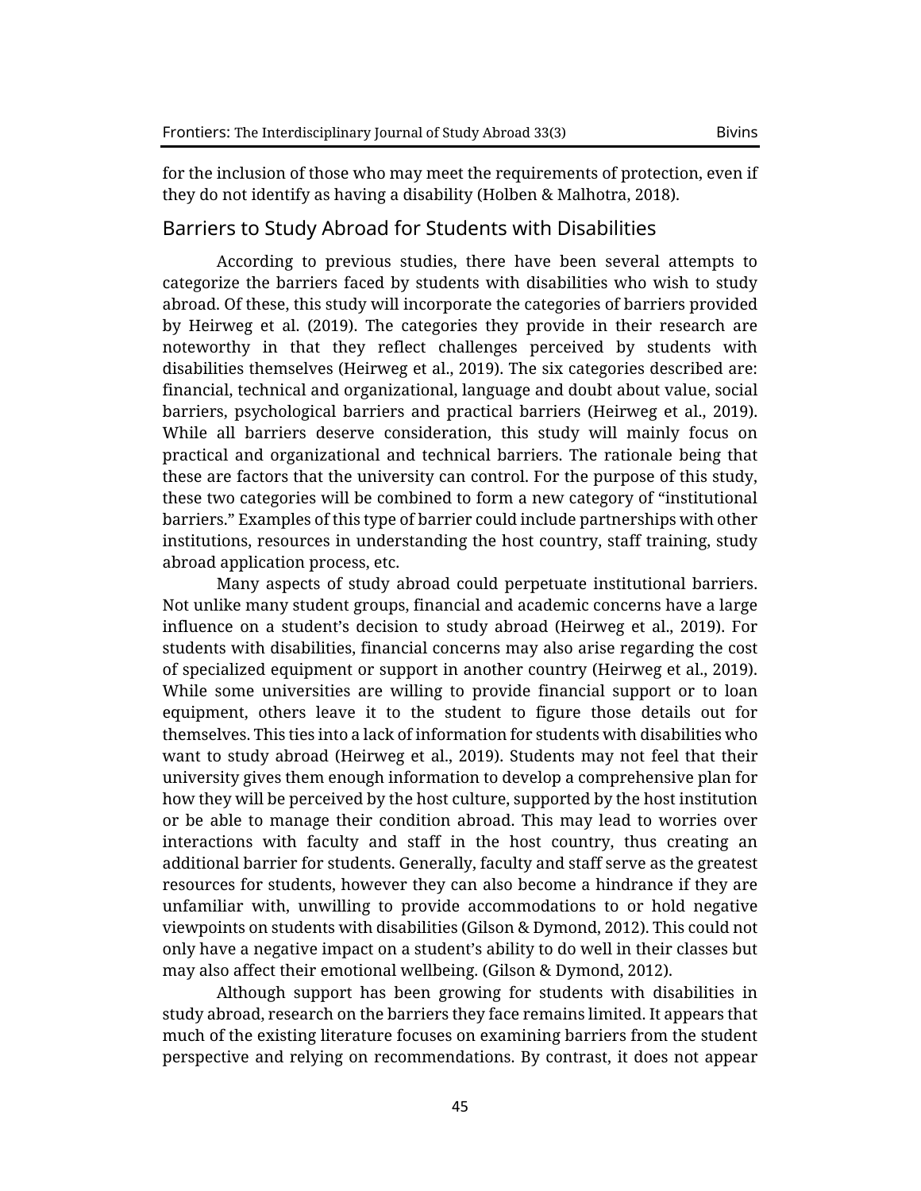for the inclusion of those who may meet the requirements of protection, even if they do not identify as having a disability (Holben & Malhotra, 2018).

## Barriers to Study Abroad for Students with Disabilities

According to previous studies, there have been several attempts to categorize the barriers faced by students with disabilities who wish to study abroad. Of these, this study will incorporate the categories of barriers provided by Heirweg et al. (2019). The categories they provide in their research are noteworthy in that they reflect challenges perceived by students with disabilities themselves (Heirweg et al., 2019). The six categories described are: financial, technical and organizational, language and doubt about value, social barriers, psychological barriers and practical barriers (Heirweg et al., 2019). While all barriers deserve consideration, this study will mainly focus on practical and organizational and technical barriers. The rationale being that these are factors that the university can control. For the purpose of this study, these two categories will be combined to form a new category of "institutional barriers." Examples of this type of barrier could include partnerships with other institutions, resources in understanding the host country, staff training, study abroad application process, etc.

Many aspects of study abroad could perpetuate institutional barriers. Not unlike many student groups, financial and academic concerns have a large influence on a student's decision to study abroad (Heirweg et al., 2019). For students with disabilities, financial concerns may also arise regarding the cost of specialized equipment or support in another country (Heirweg et al., 2019). While some universities are willing to provide financial support or to loan equipment, others leave it to the student to figure those details out for themselves. This ties into a lack of information for students with disabilities who want to study abroad (Heirweg et al., 2019). Students may not feel that their university gives them enough information to develop a comprehensive plan for how they will be perceived by the host culture, supported by the host institution or be able to manage their condition abroad. This may lead to worries over interactions with faculty and staff in the host country, thus creating an additional barrier for students. Generally, faculty and staff serve as the greatest resources for students, however they can also become a hindrance if they are unfamiliar with, unwilling to provide accommodations to or hold negative viewpoints on students with disabilities (Gilson & Dymond, 2012). This could not only have a negative impact on a student's ability to do well in their classes but may also affect their emotional wellbeing. (Gilson & Dymond, 2012).

Although support has been growing for students with disabilities in study abroad, research on the barriers they face remains limited. It appears that much of the existing literature focuses on examining barriers from the student perspective and relying on recommendations. By contrast, it does not appear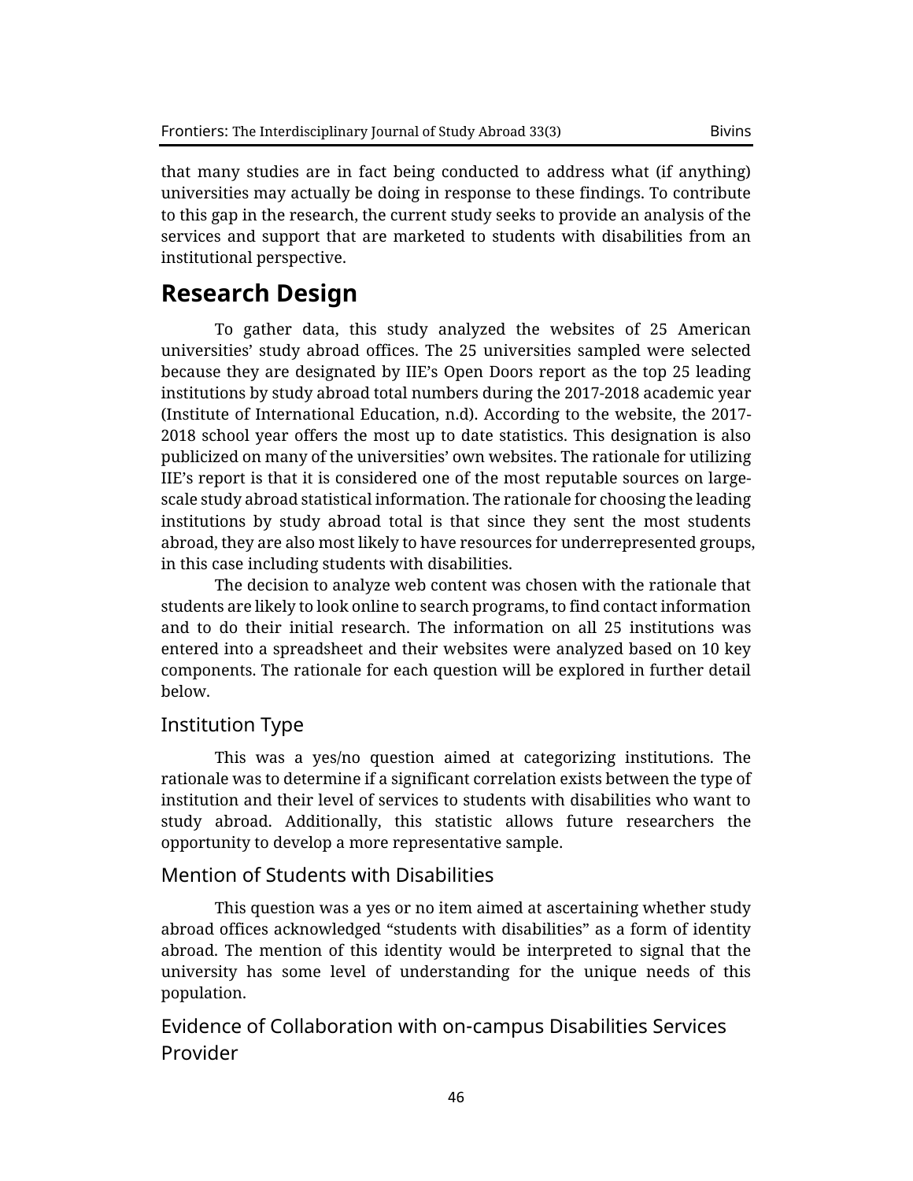that many studies are in fact being conducted to address what (if anything) universities may actually be doing in response to these findings. To contribute to this gap in the research, the current study seeks to provide an analysis of the services and support that are marketed to students with disabilities from an institutional perspective.

# Research Design

To gather data, this study analyzed the websites of 25 American universities' study abroad offices. The 25 universities sampled were selected because they are designated by IIE's Open Doors report as the top 25 leading institutions by study abroad total numbers during the 2017-2018 academic year (Institute of International Education, n.d). According to the website, the 2017-2018 school year offers the most up to date statistics. This designation is also publicized on many of the universities' own websites. The rationale for utilizing IIE's report is that it is considered one of the most reputable sources on large-scale study abroad statistical information. The rationale for choosing the leading institutions by study abroad total is that since they sent the most students abroad, they are also most likely to have resources for underrepresented groups, in this case including students with disabilities.

The decision to analyze web content was chosen with the rationale that students are likely to look online to search programs, to find contact information and to do their initial research. The information on all 25 institutions was entered into a spreadsheet and their websites were analyzed based on 10 key components. The rationale for each question will be explored in further detail below.

## Institution Type

This was a yes/no question aimed at categorizing institutions. The rationale was to determine if a significant correlation exists between the type of institution and their level of services to students with disabilities who want to study abroad. Additionally, this statistic allows future researchers the opportunity to develop a more representative sample.

## Mention of Students with Disabilities

This question was a yes or no item aimed at ascertaining whether study abroad offices acknowledged "students with disabilities" as a form of identity abroad. The mention of this identity would be interpreted to signal that the university has some level of understanding for the unique needs of this population.

## Evidence of Collaboration with on-campus Disabilities Services Provider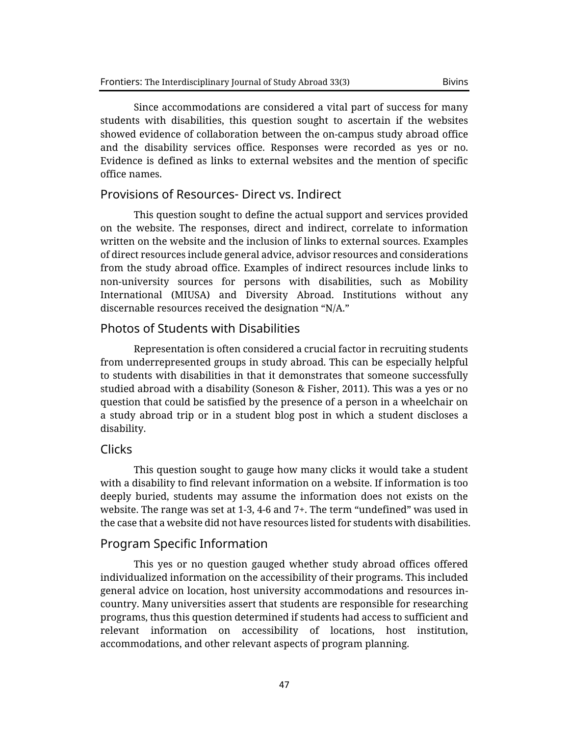Since accommodations are considered a vital part of success for many students with disabilities, this question sought to ascertain if the websites showed evidence of collaboration between the on-campus study abroad office and the disability services office. Responses were recorded as yes or no. Evidence is defined as links to external websites and the mention of specific office names.

### Provisions of Resources- Direct vs. Indirect

This question sought to define the actual support and services provided on the website. The responses, direct and indirect, correlate to information written on the website and the inclusion of links to external sources. Examples of direct resources include general advice, advisor resources and considerations from the study abroad office. Examples of indirect resources include links to non-university sources for persons with disabilities, such as Mobility International (MIUSA) and Diversity Abroad. Institutions without any discernable resources received the designation "N/A."

### Photos of Students with Disabilities

Representation is often considered a crucial factor in recruiting students from underrepresented groups in study abroad. This can be especially helpful to students with disabilities in that it demonstrates that someone successfully studied abroad with a disability (Soneson & Fisher, 2011). This was a yes or no question that could be satisfied by the presence of a person in a wheelchair on a study abroad trip or in a student blog post in which a student discloses a disability.

### Clicks

This question sought to gauge how many clicks it would take a student with a disability to find relevant information on a website. If information is too deeply buried, students may assume the information does not exists on the website. The range was set at 1-3, 4-6 and 7+. The term "undefined" was used in the case that a website did not have resources listed for students with disabilities.

### Program Specific Information

This yes or no question gauged whether study abroad offices offered individualized information on the accessibility of their programs. This included general advice on location, host university accommodations and resources in-country. Many universities assert that students are responsible for researching programs, thus this question determined if students had access to sufficient and relevant information on accessibility of locations, host institution, accommodations, and other relevant aspects of program planning.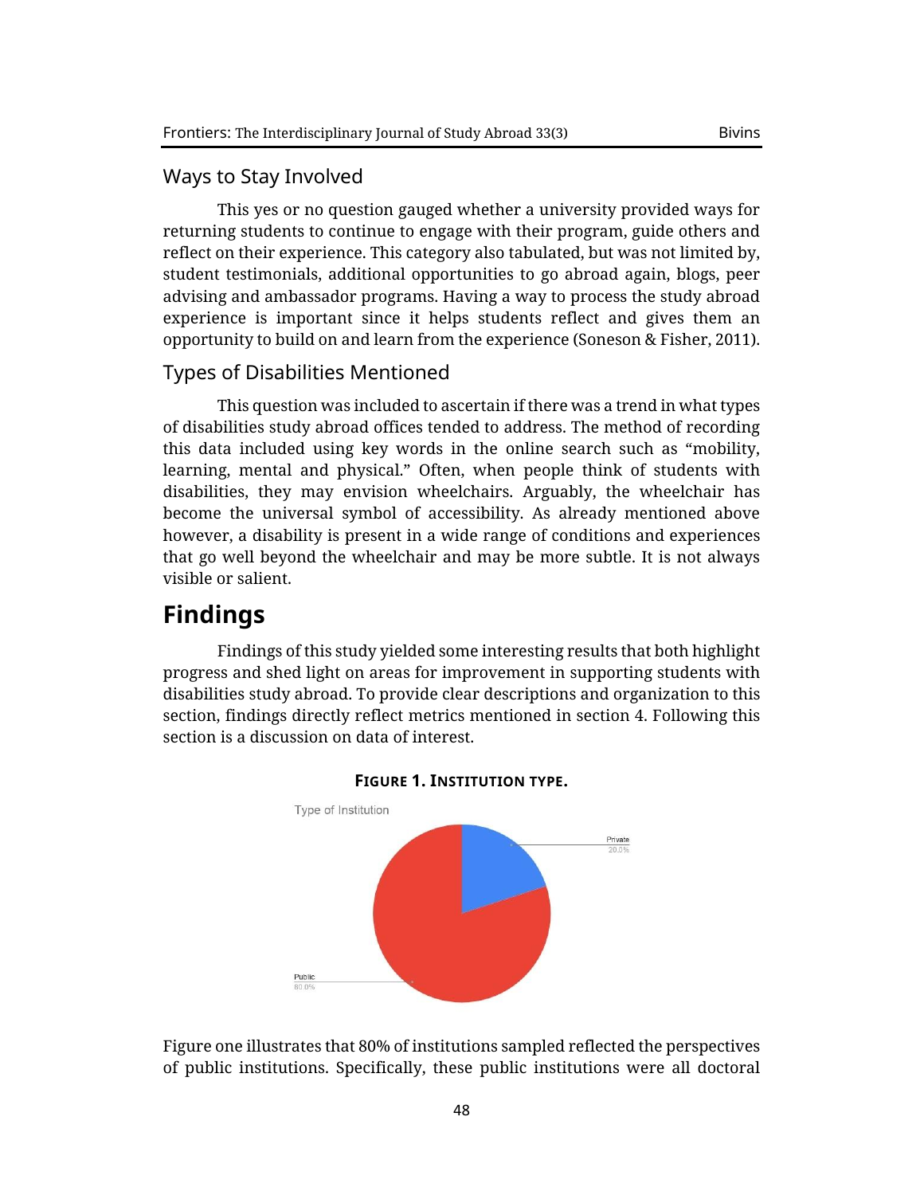### Ways to Stay Involved

This yes or no question gauged whether a university provided ways for returning students to continue to engage with their program, guide others and reflect on their experience. This category also tabulated, but was not limited by, student testimonials, additional opportunities to go abroad again, blogs, peer advising and ambassador programs. Having a way to process the study abroad experience is important since it helps students reflect and gives them an opportunity to build on and learn from the experience (Soneson & Fisher, 2011).

### Types of Disabilities Mentioned

This question was included to ascertain if there was a trend in what types of disabilities study abroad offices tended to address. The method of recording this data included using key words in the online search such as "mobility, learning, mental and physical." Often, when people think of students with disabilities, they may envision wheelchairs. Arguably, the wheelchair has become the universal symbol of accessibility. As already mentioned above however, a disability is present in a wide range of conditions and experiences that go well beyond the wheelchair and may be more subtle. It is not always visible or salient.

## Findings

Findings of this study yielded some interesting results that both highlight progress and shed light on areas for improvement in supporting students with disabilities study abroad. To provide clear descriptions and organization to this section, findings directly reflect metrics mentioned in section 4. Following this section is a discussion on data of interest.

**FIGURE 1. INSTITUTION TYPE.**

Type of Institution

Private 20.0%

Public 80.0%

Figure one illustrates that 80% of institutions sampled reflected the perspectives of public institutions. Specifically, these public institutions were all doctoral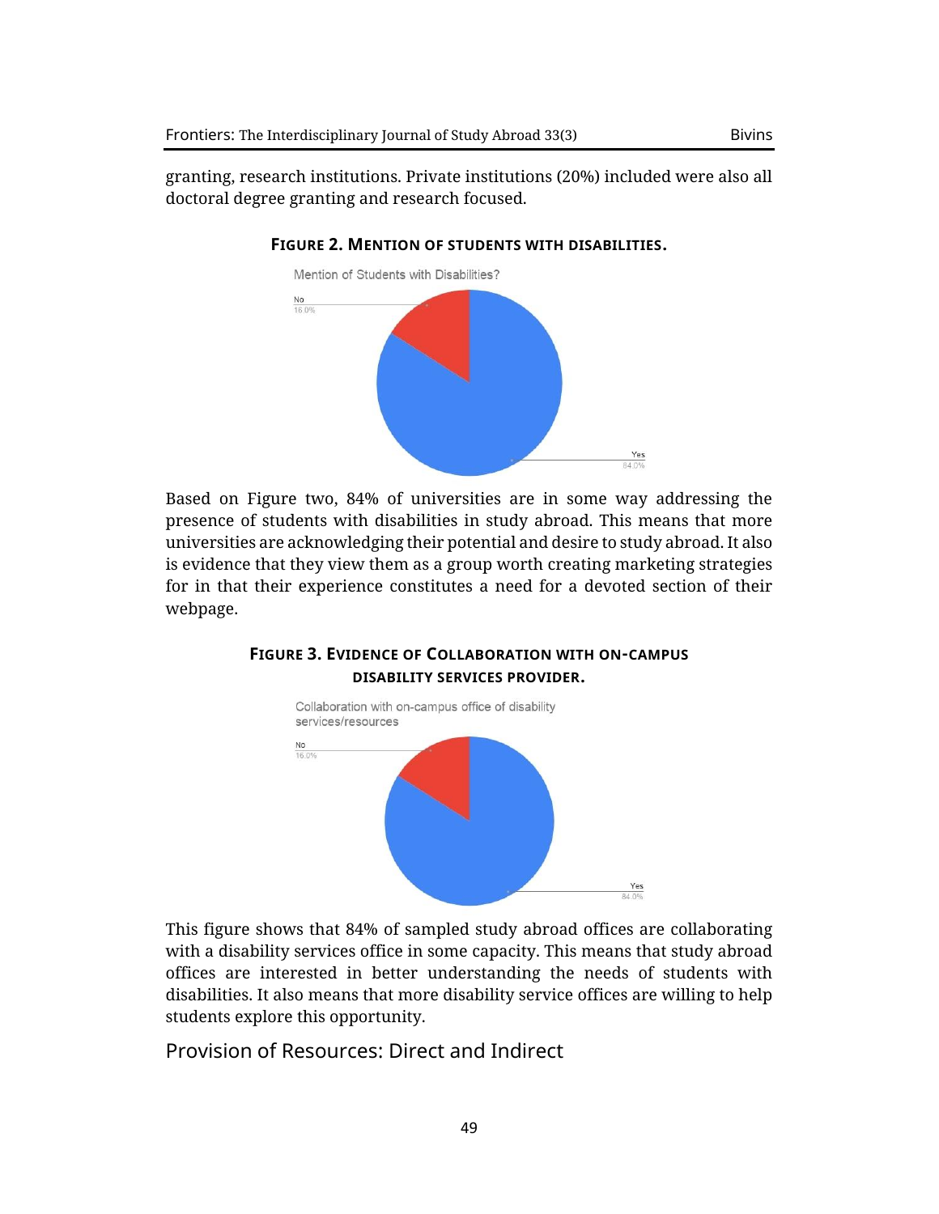granting, research institutions. Private institutions (20%) included were also all doctoral degree granting and research focused.

**FIGURE 2. MENTION OF STUDENTS WITH DISABILITIES.**

Mention of Students with Disabilities?

No 16.0%

Yes 84.0%

Based on Figure two, 84% of universities are in some way addressing the presence of students with disabilities in study abroad. This means that more universities are acknowledging their potential and desire to study abroad. It also is evidence that they view them as a group worth creating marketing strategies for in that their experience constitutes a need for a devoted section of their webpage.

**FIGURE 3. EVIDENCE OF COLLABORATION WITH ON-CAMPUS DISABILITY SERVICES PROVIDER.**

Collaboration with on-campus office of disability services/resources

No 16.0%

Yes 84.0%

This figure shows that 84% of sampled study abroad offices are collaborating with a disability services office in some capacity. This means that study abroad offices are interested in better understanding the needs of students with disabilities. It also means that more disability service offices are willing to help students explore this opportunity.

## Provision of Resources: Direct and Indirect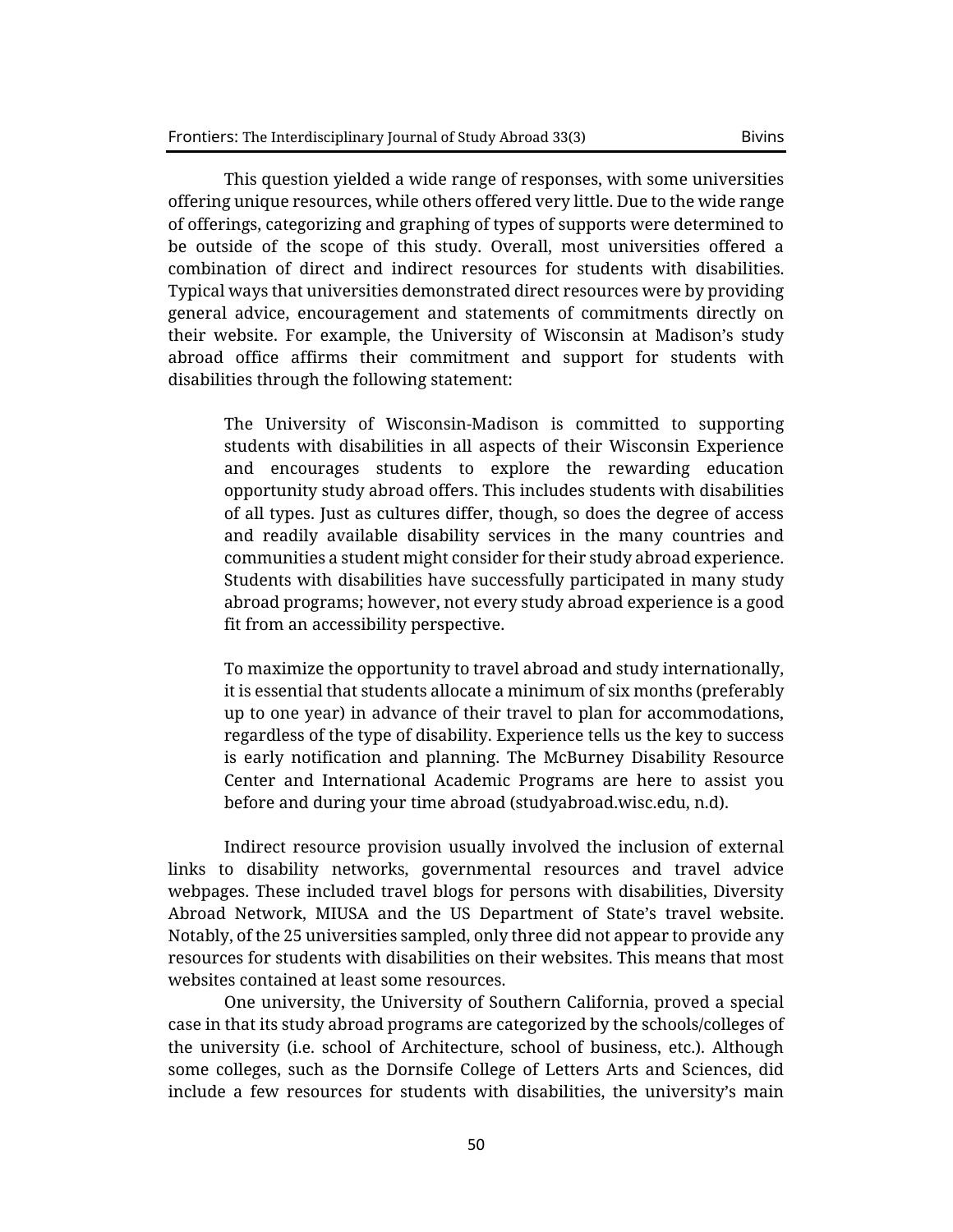This question yielded a wide range of responses, with some universities offering unique resources, while others offered very little. Due to the wide range of offerings, categorizing and graphing of types of supports were determined to be outside of the scope of this study. Overall, most universities offered a combination of direct and indirect resources for students with disabilities. Typical ways that universities demonstrated direct resources were by providing general advice, encouragement and statements of commitments directly on their website. For example, the University of Wisconsin at Madison's study abroad office affirms their commitment and support for students with disabilities through the following statement:

> The University of Wisconsin-Madison is committed to supporting students with disabilities in all aspects of their Wisconsin Experience and encourages students to explore the rewarding education opportunity study abroad offers. This includes students with disabilities of all types. Just as cultures differ, though, so does the degree of access and readily available disability services in the many countries and communities a student might consider for their study abroad experience. Students with disabilities have successfully participated in many study abroad programs; however, not every study abroad experience is a good fit from an accessibility perspective.
>
> To maximize the opportunity to travel abroad and study internationally, it is essential that students allocate a minimum of six months (preferably up to one year) in advance of their travel to plan for accommodations, regardless of the type of disability. Experience tells us the key to success is early notification and planning. The McBurney Disability Resource Center and International Academic Programs are here to assist you before and during your time abroad (studyabroad.wisc.edu, n.d).

Indirect resource provision usually involved the inclusion of external links to disability networks, governmental resources and travel advice webpages. These included travel blogs for persons with disabilities, Diversity Abroad Network, MIUSA and the US Department of State's travel website. Notably, of the 25 universities sampled, only three did not appear to provide any resources for students with disabilities on their websites. This means that most websites contained at least some resources.

One university, the University of Southern California, proved a special case in that its study abroad programs are categorized by the schools/colleges of the university (i.e. school of Architecture, school of business, etc.). Although some colleges, such as the Dornsife College of Letters Arts and Sciences, did include a few resources for students with disabilities, the university's main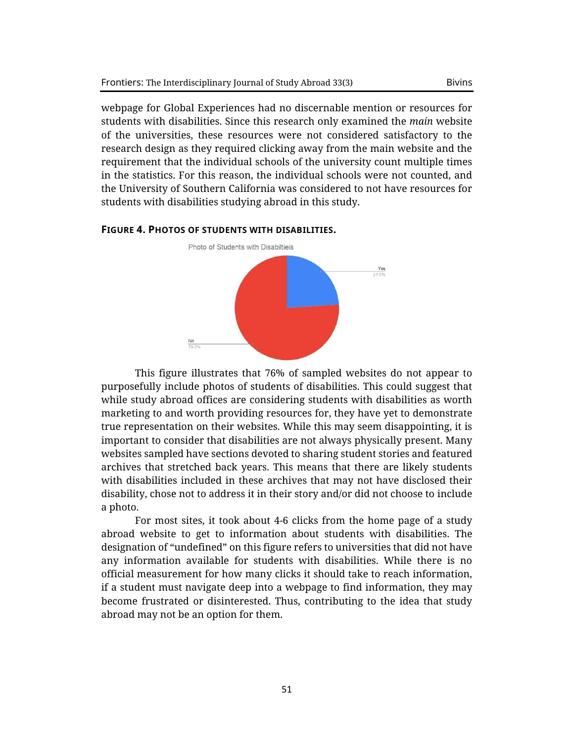webpage for Global Experiences had no discernable mention or resources for students with disabilities. Since this research only examined the *main* website of the universities, these resources were not considered satisfactory to the research design as they required clicking away from the main website and the requirement that the individual schools of the university count multiple times in the statistics. For this reason, the individual schools were not counted, and the University of Southern California was considered to not have resources for students with disabilities studying abroad in this study.

**FIGURE 4. PHOTOS OF STUDENTS WITH DISABILITIES.**

Photo of Students with Disabiltieis

Yes 24.0%

No 76.0%

This figure illustrates that 76% of sampled websites do not appear to purposefully include photos of students of disabilities. This could suggest that while study abroad offices are considering students with disabilities as worth marketing to and worth providing resources for, they have yet to demonstrate true representation on their websites. While this may seem disappointing, it is important to consider that disabilities are not always physically present. Many websites sampled have sections devoted to sharing student stories and featured archives that stretched back years. This means that there are likely students with disabilities included in these archives that may not have disclosed their disability, chose not to address it in their story and/or did not choose to include a photo.

For most sites, it took about 4-6 clicks from the home page of a study abroad website to get to information about students with disabilities. The designation of "undefined" on this figure refers to universities that did not have any information available for students with disabilities. While there is no official measurement for how many clicks it should take to reach information, if a student must navigate deep into a webpage to find information, they may become frustrated or disinterested. Thus, contributing to the idea that study abroad may not be an option for them.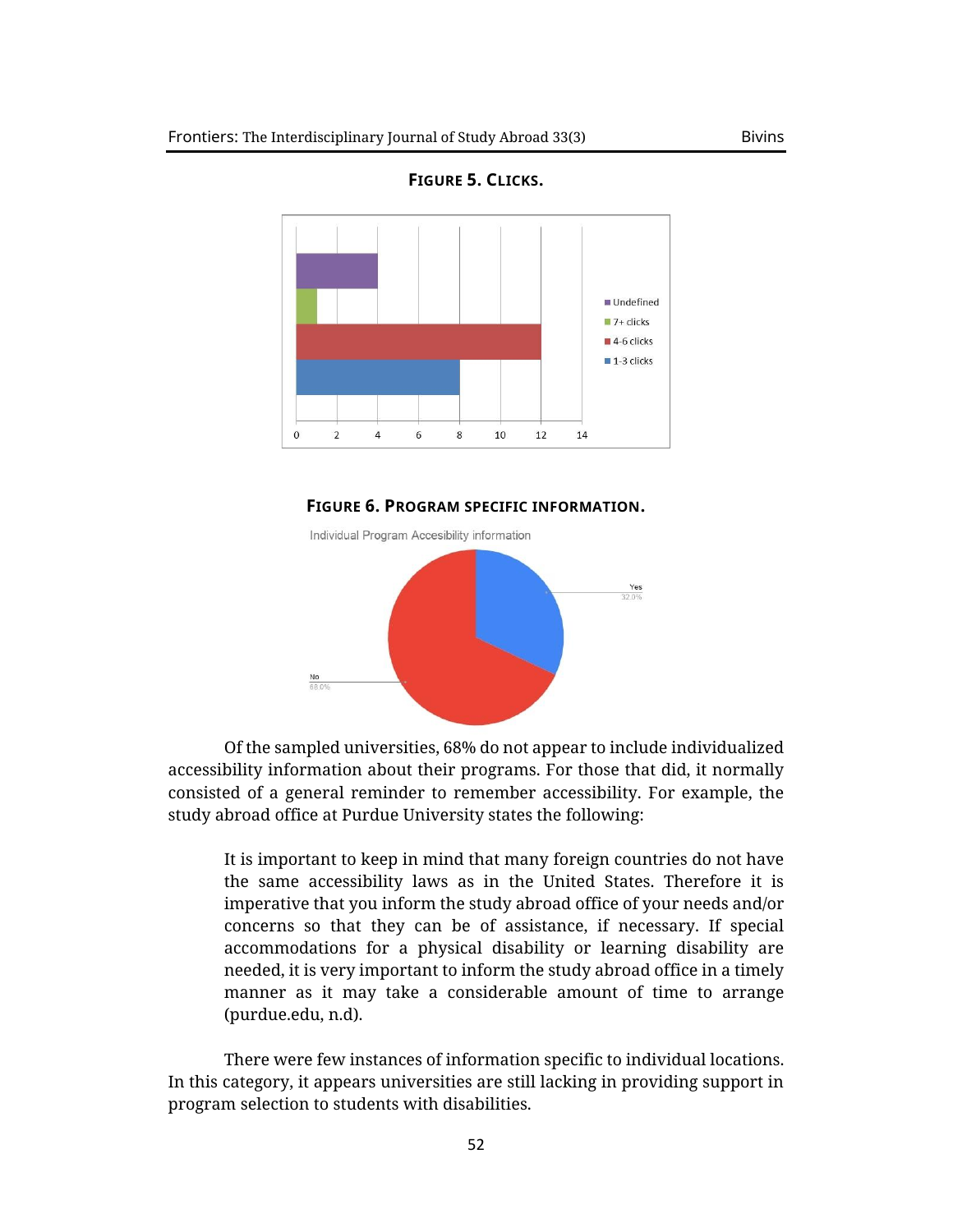**FIGURE 5. CLICKS.**

**FIGURE 6. PROGRAM SPECIFIC INFORMATION.**

Of the sampled universities, 68% do not appear to include individualized accessibility information about their programs. For those that did, it normally consisted of a general reminder to remember accessibility. For example, the study abroad office at Purdue University states the following:

> It is important to keep in mind that many foreign countries do not have the same accessibility laws as in the United States. Therefore it is imperative that you inform the study abroad office of your needs and/or concerns so that they can be of assistance, if necessary. If special accommodations for a physical disability or learning disability are needed, it is very important to inform the study abroad office in a timely manner as it may take a considerable amount of time to arrange (purdue.edu, n.d).

There were few instances of information specific to individual locations. In this category, it appears universities are still lacking in providing support in program selection to students with disabilities.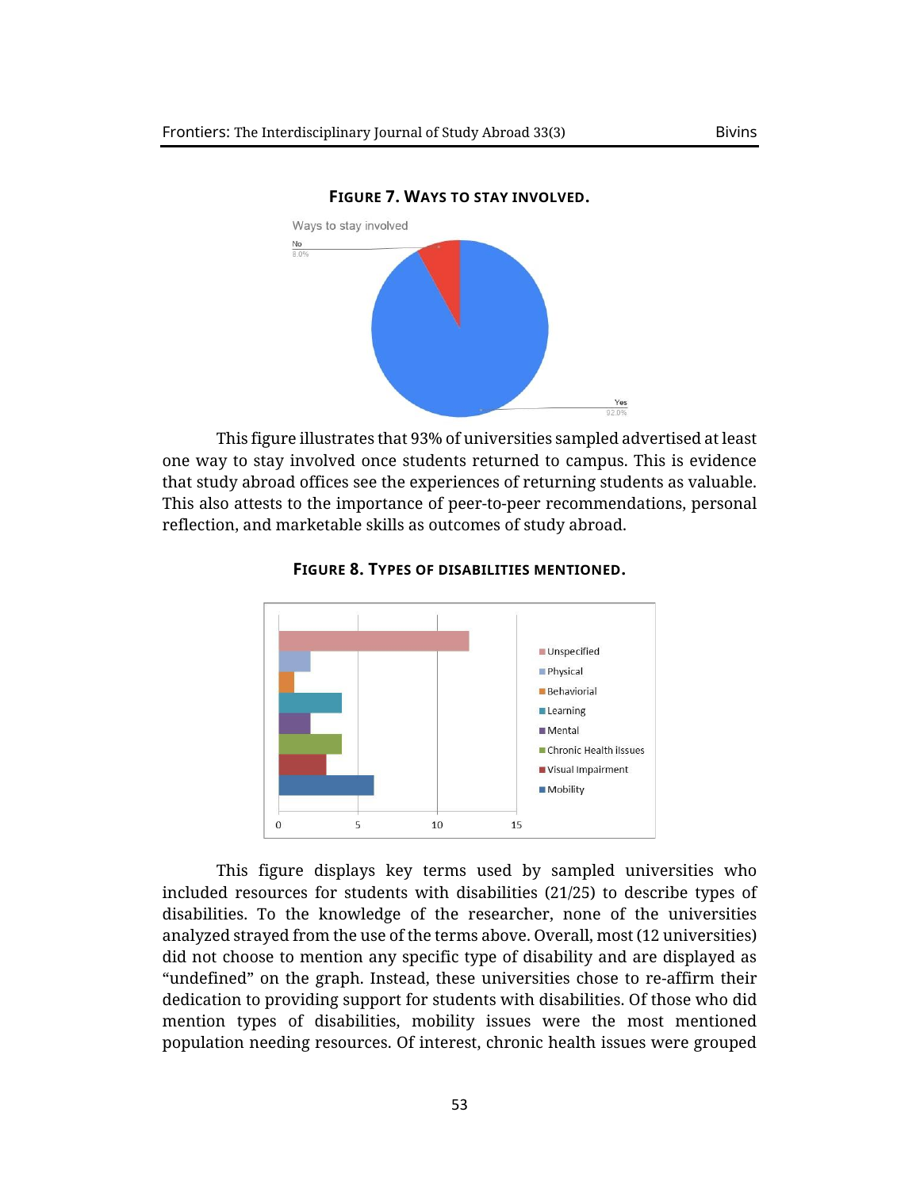**FIGURE 7. WAYS TO STAY INVOLVED.**

This figure illustrates that 93% of universities sampled advertised at least one way to stay involved once students returned to campus. This is evidence that study abroad offices see the experiences of returning students as valuable. This also attests to the importance of peer-to-peer recommendations, personal reflection, and marketable skills as outcomes of study abroad.

**FIGURE 8. TYPES OF DISABILITIES MENTIONED.**

This figure displays key terms used by sampled universities who included resources for students with disabilities (21/25) to describe types of disabilities. To the knowledge of the researcher, none of the universities analyzed strayed from the use of the terms above. Overall, most (12 universities) did not choose to mention any specific type of disability and are displayed as "undefined" on the graph. Instead, these universities chose to re-affirm their dedication to providing support for students with disabilities. Of those who did mention types of disabilities, mobility issues were the most mentioned population needing resources. Of interest, chronic health issues were grouped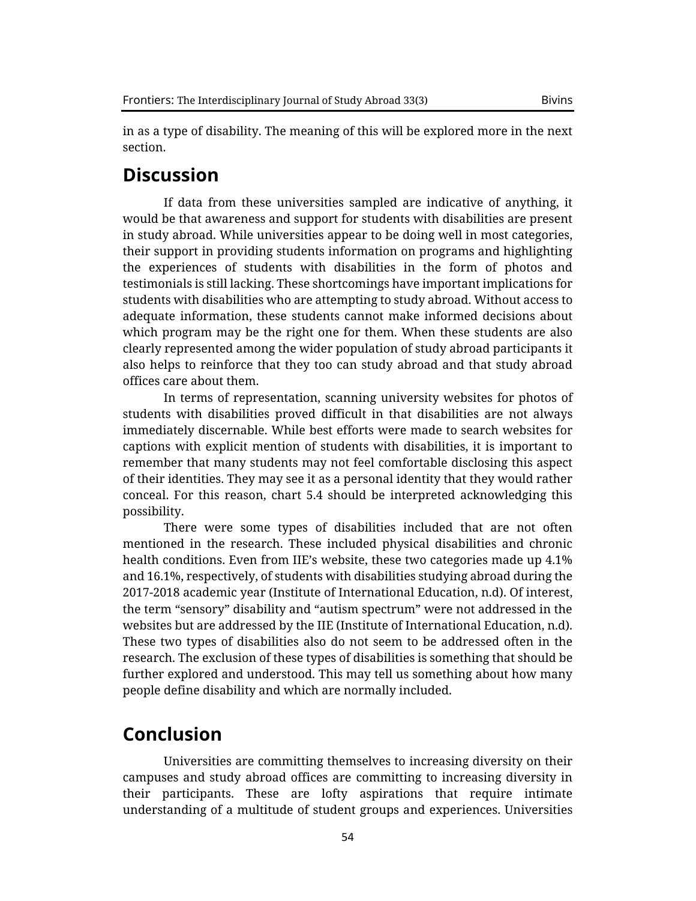in as a type of disability. The meaning of this will be explored more in the next section.

## Discussion

If data from these universities sampled are indicative of anything, it would be that awareness and support for students with disabilities are present in study abroad. While universities appear to be doing well in most categories, their support in providing students information on programs and highlighting the experiences of students with disabilities in the form of photos and testimonials is still lacking. These shortcomings have important implications for students with disabilities who are attempting to study abroad. Without access to adequate information, these students cannot make informed decisions about which program may be the right one for them. When these students are also clearly represented among the wider population of study abroad participants it also helps to reinforce that they too can study abroad and that study abroad offices care about them.

In terms of representation, scanning university websites for photos of students with disabilities proved difficult in that disabilities are not always immediately discernable. While best efforts were made to search websites for captions with explicit mention of students with disabilities, it is important to remember that many students may not feel comfortable disclosing this aspect of their identities. They may see it as a personal identity that they would rather conceal. For this reason, chart 5.4 should be interpreted acknowledging this possibility.

There were some types of disabilities included that are not often mentioned in the research. These included physical disabilities and chronic health conditions. Even from IIE's website, these two categories made up 4.1% and 16.1%, respectively, of students with disabilities studying abroad during the 2017-2018 academic year (Institute of International Education, n.d). Of interest, the term "sensory" disability and "autism spectrum" were not addressed in the websites but are addressed by the IIE (Institute of International Education, n.d). These two types of disabilities also do not seem to be addressed often in the research. The exclusion of these types of disabilities is something that should be further explored and understood. This may tell us something about how many people define disability and which are normally included.

## Conclusion

Universities are committing themselves to increasing diversity on their campuses and study abroad offices are committing to increasing diversity in their participants. These are lofty aspirations that require intimate understanding of a multitude of student groups and experiences. Universities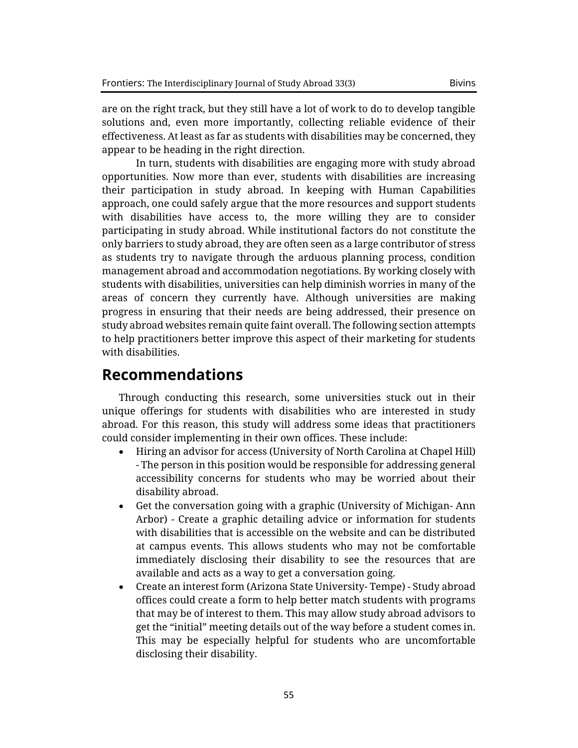are on the right track, but they still have a lot of work to do to develop tangible solutions and, even more importantly, collecting reliable evidence of their effectiveness. At least as far as students with disabilities may be concerned, they appear to be heading in the right direction.

In turn, students with disabilities are engaging more with study abroad opportunities. Now more than ever, students with disabilities are increasing their participation in study abroad. In keeping with Human Capabilities approach, one could safely argue that the more resources and support students with disabilities have access to, the more willing they are to consider participating in study abroad. While institutional factors do not constitute the only barriers to study abroad, they are often seen as a large contributor of stress as students try to navigate through the arduous planning process, condition management abroad and accommodation negotiations. By working closely with students with disabilities, universities can help diminish worries in many of the areas of concern they currently have. Although universities are making progress in ensuring that their needs are being addressed, their presence on study abroad websites remain quite faint overall. The following section attempts to help practitioners better improve this aspect of their marketing for students with disabilities.

## Recommendations

Through conducting this research, some universities stuck out in their unique offerings for students with disabilities who are interested in study abroad. For this reason, this study will address some ideas that practitioners could consider implementing in their own offices. These include:

- Hiring an advisor for access (University of North Carolina at Chapel Hill) - The person in this position would be responsible for addressing general accessibility concerns for students who may be worried about their disability abroad.
- Get the conversation going with a graphic (University of Michigan- Ann Arbor) - Create a graphic detailing advice or information for students with disabilities that is accessible on the website and can be distributed at campus events. This allows students who may not be comfortable immediately disclosing their disability to see the resources that are available and acts as a way to get a conversation going.
- Create an interest form (Arizona State University- Tempe) - Study abroad offices could create a form to help better match students with programs that may be of interest to them. This may allow study abroad advisors to get the "initial" meeting details out of the way before a student comes in. This may be especially helpful for students who are uncomfortable disclosing their disability.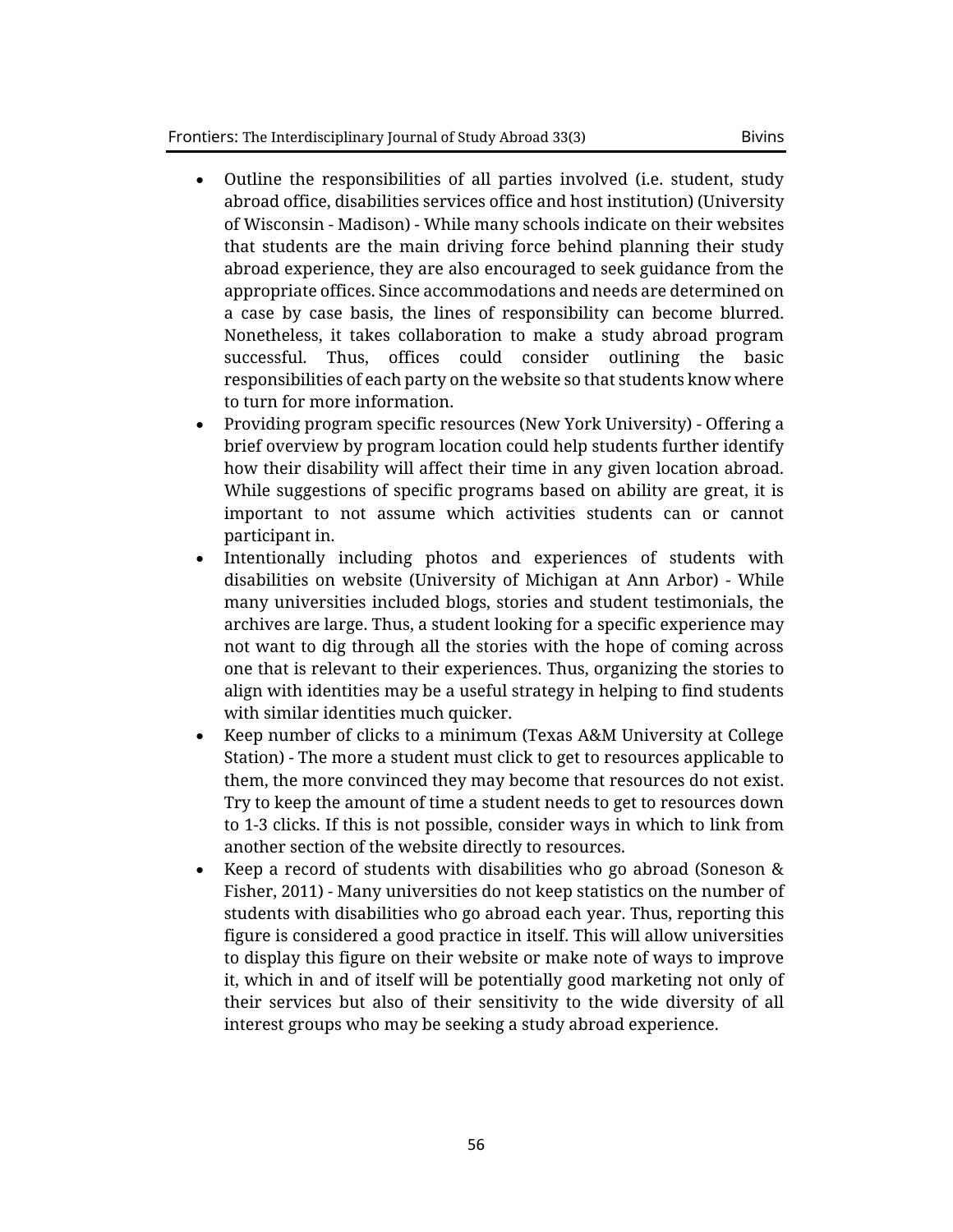- Outline the responsibilities of all parties involved (i.e. student, study abroad office, disabilities services office and host institution) (University of Wisconsin - Madison) - While many schools indicate on their websites that students are the main driving force behind planning their study abroad experience, they are also encouraged to seek guidance from the appropriate offices. Since accommodations and needs are determined on a case by case basis, the lines of responsibility can become blurred. Nonetheless, it takes collaboration to make a study abroad program successful. Thus, offices could consider outlining the basic responsibilities of each party on the website so that students know where to turn for more information.
- Providing program specific resources (New York University) - Offering a brief overview by program location could help students further identify how their disability will affect their time in any given location abroad. While suggestions of specific programs based on ability are great, it is important to not assume which activities students can or cannot participant in.
- Intentionally including photos and experiences of students with disabilities on website (University of Michigan at Ann Arbor) - While many universities included blogs, stories and student testimonials, the archives are large. Thus, a student looking for a specific experience may not want to dig through all the stories with the hope of coming across one that is relevant to their experiences. Thus, organizing the stories to align with identities may be a useful strategy in helping to find students with similar identities much quicker.
- Keep number of clicks to a minimum (Texas A&M University at College Station) - The more a student must click to get to resources applicable to them, the more convinced they may become that resources do not exist. Try to keep the amount of time a student needs to get to resources down to 1-3 clicks. If this is not possible, consider ways in which to link from another section of the website directly to resources.
- Keep a record of students with disabilities who go abroad (Soneson & Fisher, 2011) - Many universities do not keep statistics on the number of students with disabilities who go abroad each year. Thus, reporting this figure is considered a good practice in itself. This will allow universities to display this figure on their website or make note of ways to improve it, which in and of itself will be potentially good marketing not only of their services but also of their sensitivity to the wide diversity of all interest groups who may be seeking a study abroad experience.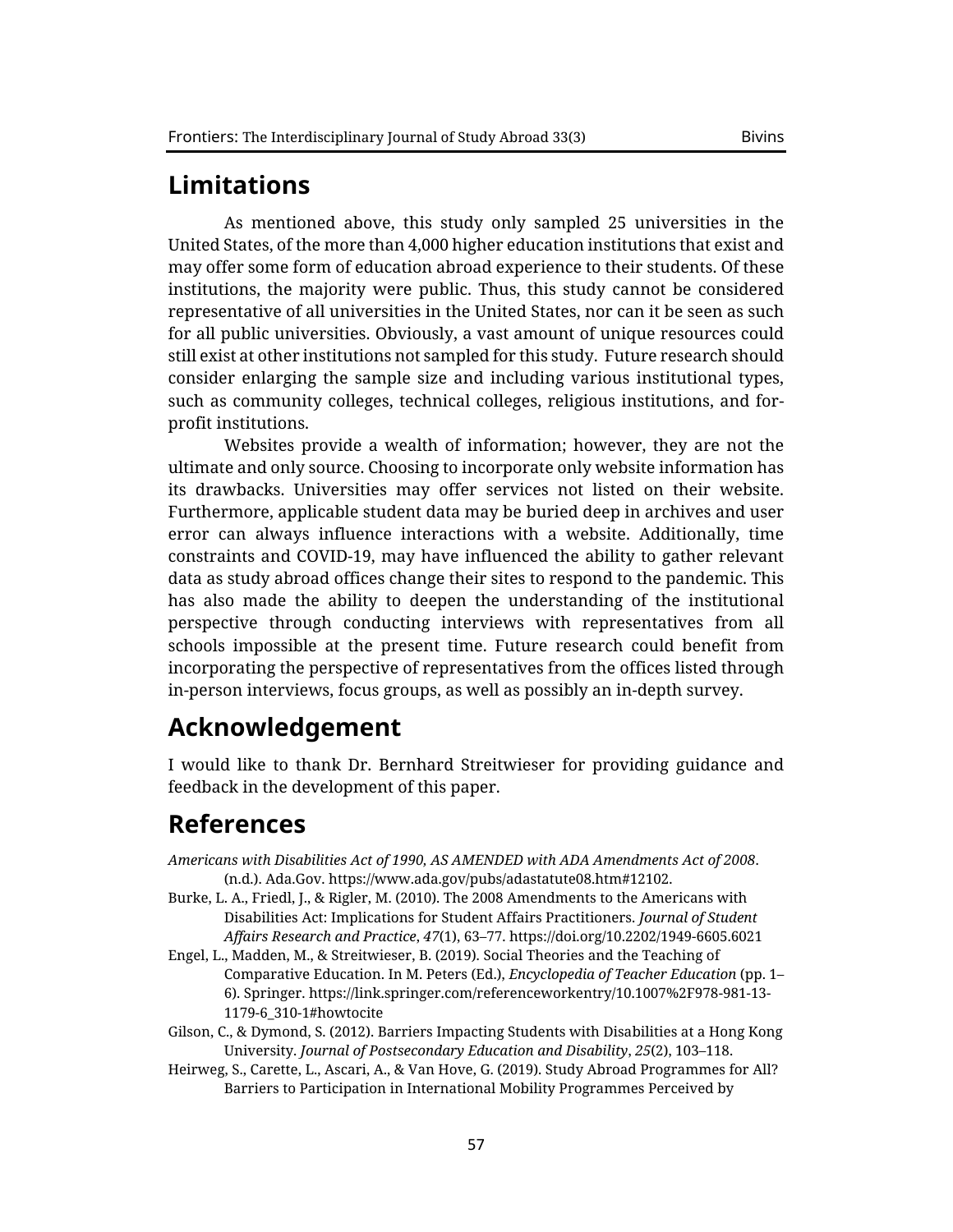## Limitations

As mentioned above, this study only sampled 25 universities in the United States, of the more than 4,000 higher education institutions that exist and may offer some form of education abroad experience to their students. Of these institutions, the majority were public. Thus, this study cannot be considered representative of all universities in the United States, nor can it be seen as such for all public universities. Obviously, a vast amount of unique resources could still exist at other institutions not sampled for this study. Future research should consider enlarging the sample size and including various institutional types, such as community colleges, technical colleges, religious institutions, and for-profit institutions.

Websites provide a wealth of information; however, they are not the ultimate and only source. Choosing to incorporate only website information has its drawbacks. Universities may offer services not listed on their website. Furthermore, applicable student data may be buried deep in archives and user error can always influence interactions with a website. Additionally, time constraints and COVID-19, may have influenced the ability to gather relevant data as study abroad offices change their sites to respond to the pandemic. This has also made the ability to deepen the understanding of the institutional perspective through conducting interviews with representatives from all schools impossible at the present time. Future research could benefit from incorporating the perspective of representatives from the offices listed through in-person interviews, focus groups, as well as possibly an in-depth survey.

## Acknowledgement

I would like to thank Dr. Bernhard Streitwieser for providing guidance and feedback in the development of this paper.

## References

*Americans with Disabilities Act of 1990, AS AMENDED with ADA Amendments Act of 2008*. (n.d.). Ada.Gov. https://www.ada.gov/pubs/adastatute08.htm#12102.

Burke, L. A., Friedl, J., & Rigler, M. (2010). The 2008 Amendments to the Americans with Disabilities Act: Implications for Student Affairs Practitioners. *Journal of Student Affairs Research and Practice*, *47*(1), 63–77. https://doi.org/10.2202/1949-6605.6021

Engel, L., Madden, M., & Streitwieser, B. (2019). Social Theories and the Teaching of Comparative Education. In M. Peters (Ed.), *Encyclopedia of Teacher Education* (pp. 1–6). Springer. https://link.springer.com/referenceworkentry/10.1007%2F978-981-13-1179-6_310-1#howtocite

Gilson, C., & Dymond, S. (2012). Barriers Impacting Students with Disabilities at a Hong Kong University. *Journal of Postsecondary Education and Disability*, *25*(2), 103–118.

Heirweg, S., Carette, L., Ascari, A., & Van Hove, G. (2019). Study Abroad Programmes for All? Barriers to Participation in International Mobility Programmes Perceived by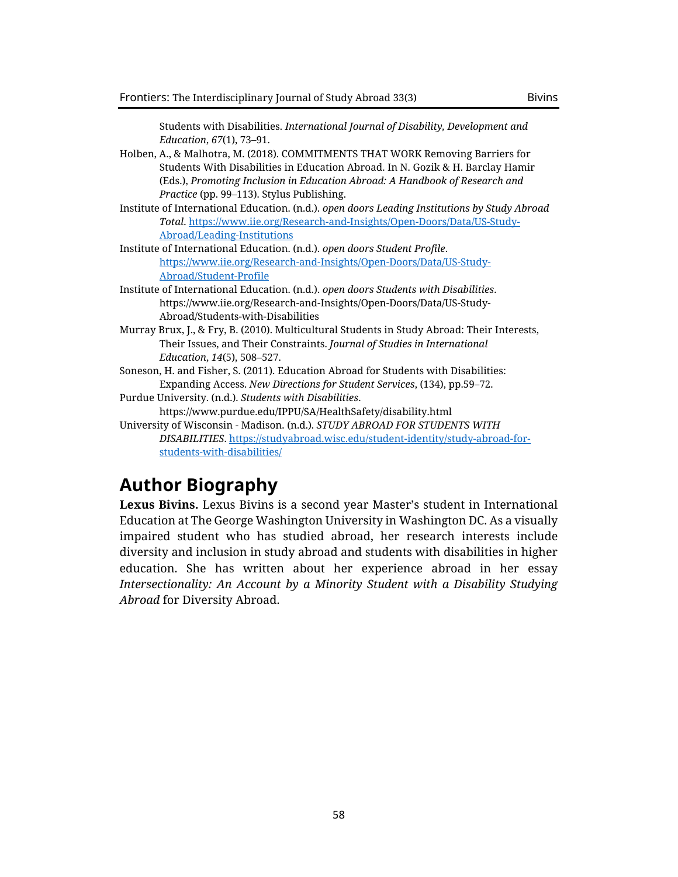Students with Disabilities. *International Journal of Disability, Development and Education*, *67*(1), 73–91.

Holben, A., & Malhotra, M. (2018). COMMITMENTS THAT WORK Removing Barriers for Students With Disabilities in Education Abroad. In N. Gozik & H. Barclay Hamir (Eds.), *Promoting Inclusion in Education Abroad: A Handbook of Research and Practice* (pp. 99–113). Stylus Publishing.

Institute of International Education. (n.d.). *open doors Leading Institutions by Study Abroad Total*. https://www.iie.org/Research-and-Insights/Open-Doors/Data/US-Study-Abroad/Leading-Institutions

Institute of International Education. (n.d.). *open doors Student Profile*. https://www.iie.org/Research-and-Insights/Open-Doors/Data/US-Study-Abroad/Student-Profile

Institute of International Education. (n.d.). *open doors Students with Disabilities*. https://www.iie.org/Research-and-Insights/Open-Doors/Data/US-Study-Abroad/Students-with-Disabilities

Murray Brux, J., & Fry, B. (2010). Multicultural Students in Study Abroad: Their Interests, Their Issues, and Their Constraints. *Journal of Studies in International Education*, *14*(5), 508–527.

Soneson, H. and Fisher, S. (2011). Education Abroad for Students with Disabilities: Expanding Access. *New Directions for Student Services*, (134), pp.59–72.

Purdue University. (n.d.). *Students with Disabilities*. https://www.purdue.edu/IPPU/SA/HealthSafety/disability.html

University of Wisconsin - Madison. (n.d.). *STUDY ABROAD FOR STUDENTS WITH DISABILITIES*. https://studyabroad.wisc.edu/student-identity/study-abroad-for-students-with-disabilities/

## Author Biography

**Lexus Bivins.** Lexus Bivins is a second year Master's student in International Education at The George Washington University in Washington DC. As a visually impaired student who has studied abroad, her research interests include diversity and inclusion in study abroad and students with disabilities in higher education. She has written about her experience abroad in her essay *Intersectionality: An Account by a Minority Student with a Disability Studying Abroad* for Diversity Abroad.